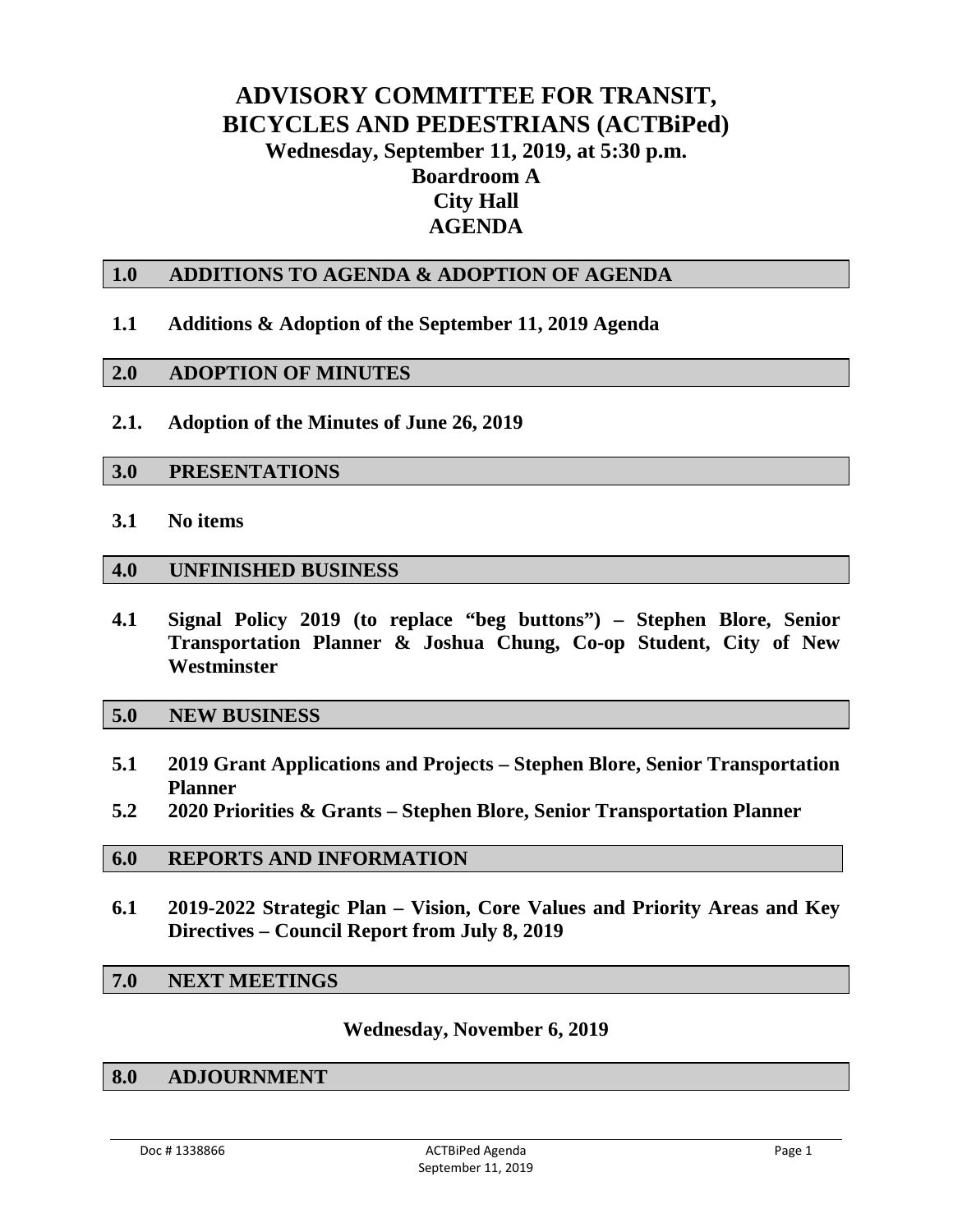# ADVISORY COMMITTEE FOR TRANSIT, BICYCLES AND PEDESTRIANS (ACTBiPed)

## Wednesday, September 11, 2019, at 5:30 p.m.
## Boardroom A
## City Hall
## AGENDA

## 1.0 ADDITIONS TO AGENDA & ADOPTION OF AGENDA

**1.1 Additions & Adoption of the September 11, 2019 Agenda**

## 2.0 ADOPTION OF MINUTES

**2.1. Adoption of the Minutes of June 26, 2019**

## 3.0 PRESENTATIONS

**3.1 No items**

## 4.0 UNFINISHED BUSINESS

**4.1 Signal Policy 2019 (to replace "beg buttons") – Stephen Blore, Senior Transportation Planner & Joshua Chung, Co-op Student, City of New Westminster**

## 5.0 NEW BUSINESS

**5.1 2019 Grant Applications and Projects – Stephen Blore, Senior Transportation Planner**

**5.2 2020 Priorities & Grants – Stephen Blore, Senior Transportation Planner**

## 6.0 REPORTS AND INFORMATION

**6.1 2019-2022 Strategic Plan – Vision, Core Values and Priority Areas and Key Directives – Council Report from July 8, 2019**

## 7.0 NEXT MEETINGS

**Wednesday, November 6, 2019**

## 8.0 ADJOURNMENT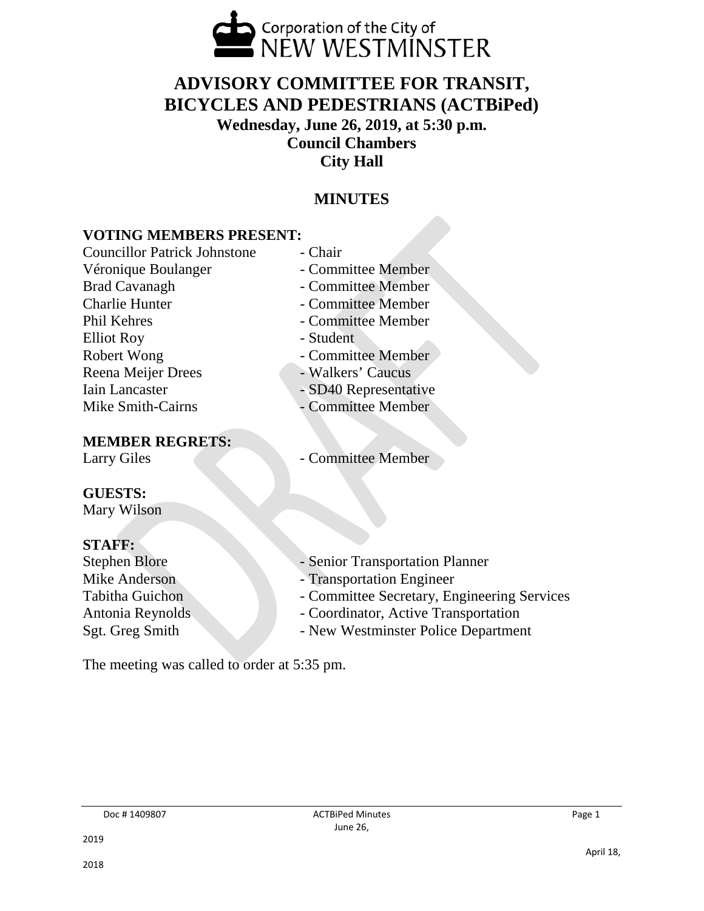Corporation of the City of NEW WESTMINSTER

# ADVISORY COMMITTEE FOR TRANSIT, BICYCLES AND PEDESTRIANS (ACTBiPed)

**Wednesday, June 26, 2019, at 5:30 p.m.**
**Council Chambers**
**City Hall**

## MINUTES

### VOTING MEMBERS PRESENT:

Councillor Patrick Johnstone - Chair
Véronique Boulanger - Committee Member
Brad Cavanagh - Committee Member
Charlie Hunter - Committee Member
Phil Kehres - Committee Member
Elliot Roy - Student
Robert Wong - Committee Member
Reena Meijer Drees - Walkers' Caucus
Iain Lancaster - SD40 Representative
Mike Smith-Cairns - Committee Member

### MEMBER REGRETS:

Larry Giles - Committee Member

### GUESTS:

Mary Wilson

### STAFF:

Stephen Blore - Senior Transportation Planner
Mike Anderson - Transportation Engineer
Tabitha Guichon - Committee Secretary, Engineering Services
Antonia Reynolds - Coordinator, Active Transportation
Sgt. Greg Smith - New Westminster Police Department

The meeting was called to order at 5:35 pm.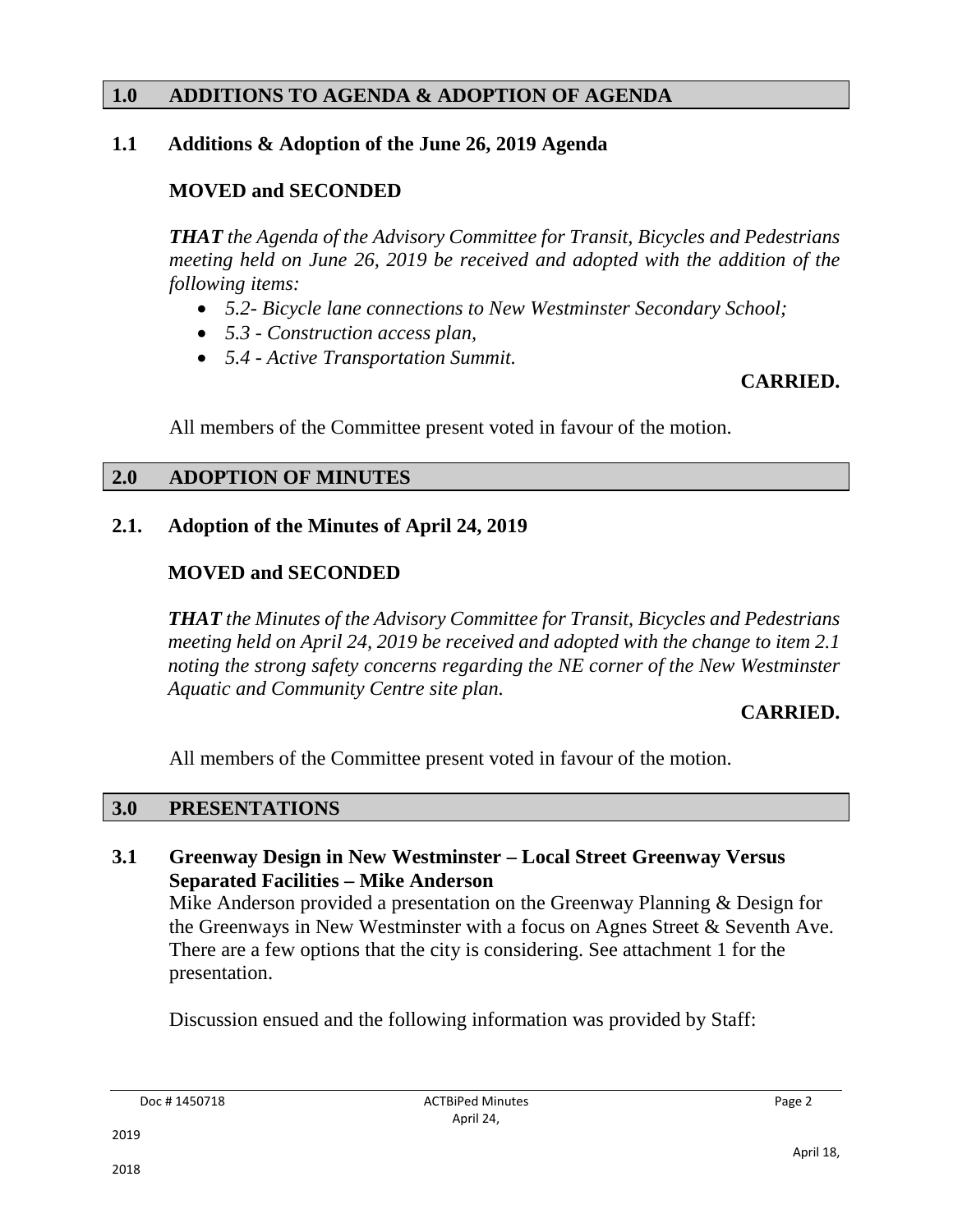## 1.0 ADDITIONS TO AGENDA & ADOPTION OF AGENDA

### 1.1 Additions & Adoption of the June 26, 2019 Agenda

**MOVED and SECONDED**

***THAT*** *the Agenda of the Advisory Committee for Transit, Bicycles and Pedestrians meeting held on June 26, 2019 be received and adopted with the addition of the following items:*

- *5.2- Bicycle lane connections to New Westminster Secondary School;*
- *5.3 - Construction access plan,*
- *5.4 - Active Transportation Summit.*

**CARRIED.**

All members of the Committee present voted in favour of the motion.

## 2.0 ADOPTION OF MINUTES

### 2.1. Adoption of the Minutes of April 24, 2019

**MOVED and SECONDED**

***THAT*** *the Minutes of the Advisory Committee for Transit, Bicycles and Pedestrians meeting held on April 24, 2019 be received and adopted with the change to item 2.1 noting the strong safety concerns regarding the NE corner of the New Westminster Aquatic and Community Centre site plan.*

**CARRIED.**

All members of the Committee present voted in favour of the motion.

## 3.0 PRESENTATIONS

### 3.1 Greenway Design in New Westminster – Local Street Greenway Versus Separated Facilities – Mike Anderson

Mike Anderson provided a presentation on the Greenway Planning & Design for the Greenways in New Westminster with a focus on Agnes Street & Seventh Ave. There are a few options that the city is considering. See attachment 1 for the presentation.

Discussion ensued and the following information was provided by Staff: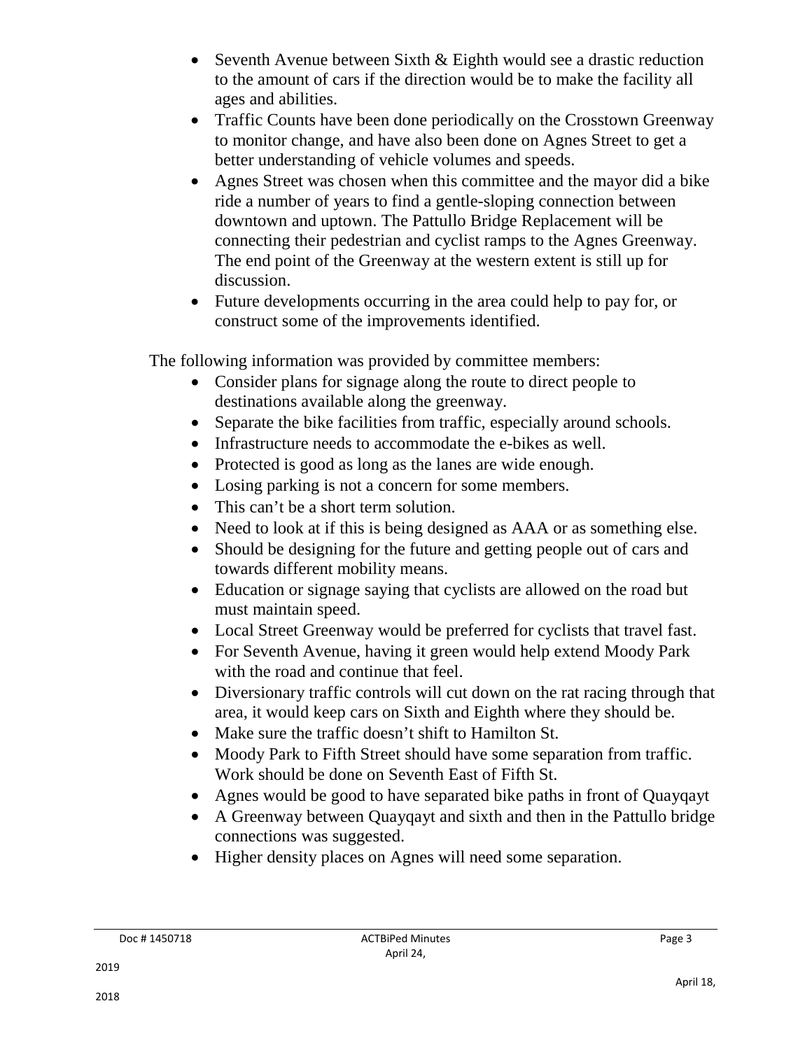- Seventh Avenue between Sixth & Eighth would see a drastic reduction to the amount of cars if the direction would be to make the facility all ages and abilities.
- Traffic Counts have been done periodically on the Crosstown Greenway to monitor change, and have also been done on Agnes Street to get a better understanding of vehicle volumes and speeds.
- Agnes Street was chosen when this committee and the mayor did a bike ride a number of years to find a gentle-sloping connection between downtown and uptown. The Pattullo Bridge Replacement will be connecting their pedestrian and cyclist ramps to the Agnes Greenway. The end point of the Greenway at the western extent is still up for discussion.
- Future developments occurring in the area could help to pay for, or construct some of the improvements identified.

The following information was provided by committee members:

- Consider plans for signage along the route to direct people to destinations available along the greenway.
- Separate the bike facilities from traffic, especially around schools.
- Infrastructure needs to accommodate the e-bikes as well.
- Protected is good as long as the lanes are wide enough.
- Losing parking is not a concern for some members.
- This can't be a short term solution.
- Need to look at if this is being designed as AAA or as something else.
- Should be designing for the future and getting people out of cars and towards different mobility means.
- Education or signage saying that cyclists are allowed on the road but must maintain speed.
- Local Street Greenway would be preferred for cyclists that travel fast.
- For Seventh Avenue, having it green would help extend Moody Park with the road and continue that feel.
- Diversionary traffic controls will cut down on the rat racing through that area, it would keep cars on Sixth and Eighth where they should be.
- Make sure the traffic doesn't shift to Hamilton St.
- Moody Park to Fifth Street should have some separation from traffic. Work should be done on Seventh East of Fifth St.
- Agnes would be good to have separated bike paths in front of Quayqayt
- A Greenway between Quayqayt and sixth and then in the Pattullo bridge connections was suggested.
- Higher density places on Agnes will need some separation.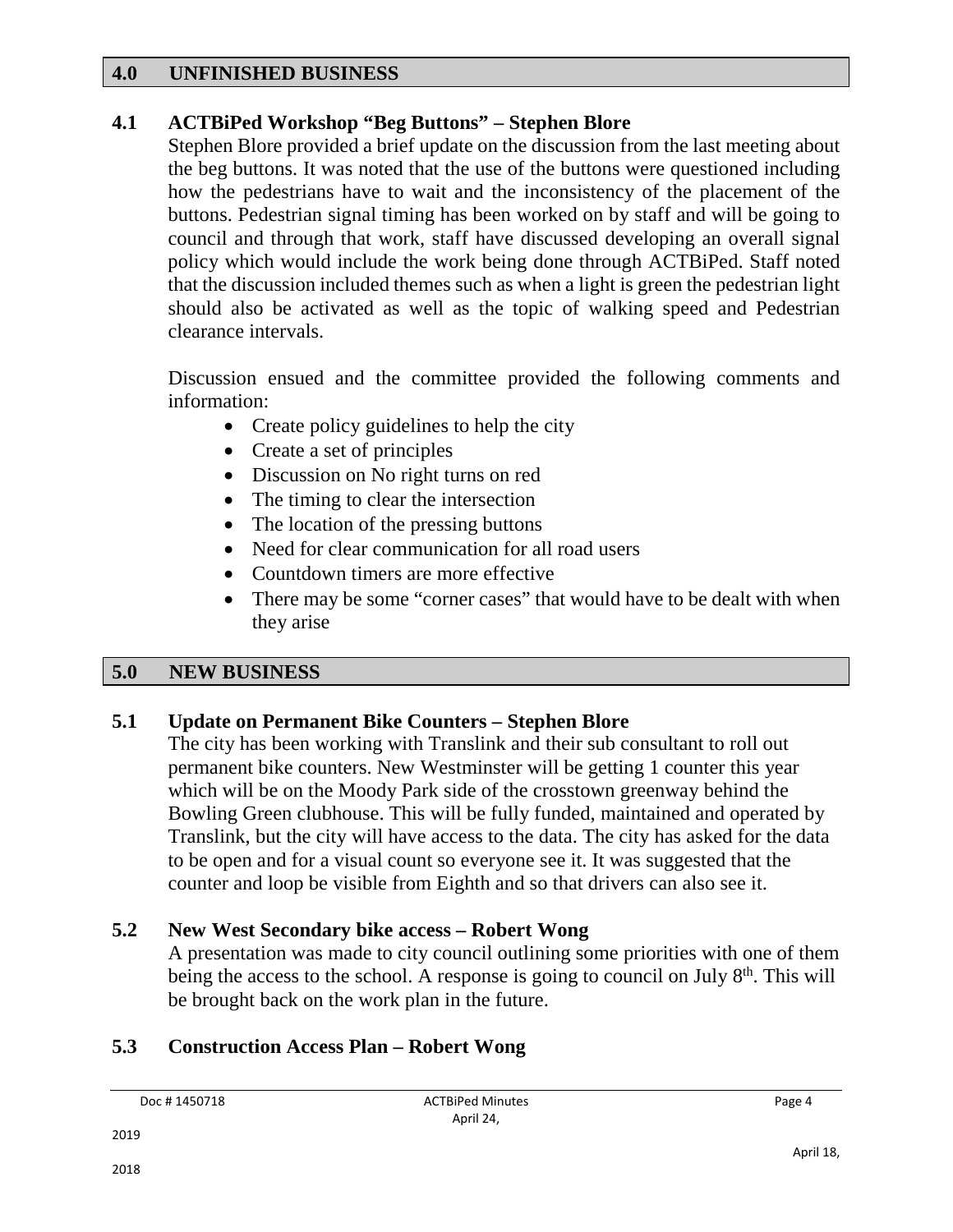## 4.0 UNFINISHED BUSINESS

### 4.1 ACTBiPed Workshop "Beg Buttons" – Stephen Blore

Stephen Blore provided a brief update on the discussion from the last meeting about the beg buttons. It was noted that the use of the buttons were questioned including how the pedestrians have to wait and the inconsistency of the placement of the buttons. Pedestrian signal timing has been worked on by staff and will be going to council and through that work, staff have discussed developing an overall signal policy which would include the work being done through ACTBiPed. Staff noted that the discussion included themes such as when a light is green the pedestrian light should also be activated as well as the topic of walking speed and Pedestrian clearance intervals.

Discussion ensued and the committee provided the following comments and information:

- Create policy guidelines to help the city
- Create a set of principles
- Discussion on No right turns on red
- The timing to clear the intersection
- The location of the pressing buttons
- Need for clear communication for all road users
- Countdown timers are more effective
- There may be some "corner cases" that would have to be dealt with when they arise

## 5.0 NEW BUSINESS

### 5.1 Update on Permanent Bike Counters – Stephen Blore

The city has been working with Translink and their sub consultant to roll out permanent bike counters. New Westminster will be getting 1 counter this year which will be on the Moody Park side of the crosstown greenway behind the Bowling Green clubhouse. This will be fully funded, maintained and operated by Translink, but the city will have access to the data. The city has asked for the data to be open and for a visual count so everyone see it. It was suggested that the counter and loop be visible from Eighth and so that drivers can also see it.

### 5.2 New West Secondary bike access – Robert Wong

A presentation was made to city council outlining some priorities with one of them being the access to the school. A response is going to council on July 8th. This will be brought back on the work plan in the future.

### 5.3 Construction Access Plan – Robert Wong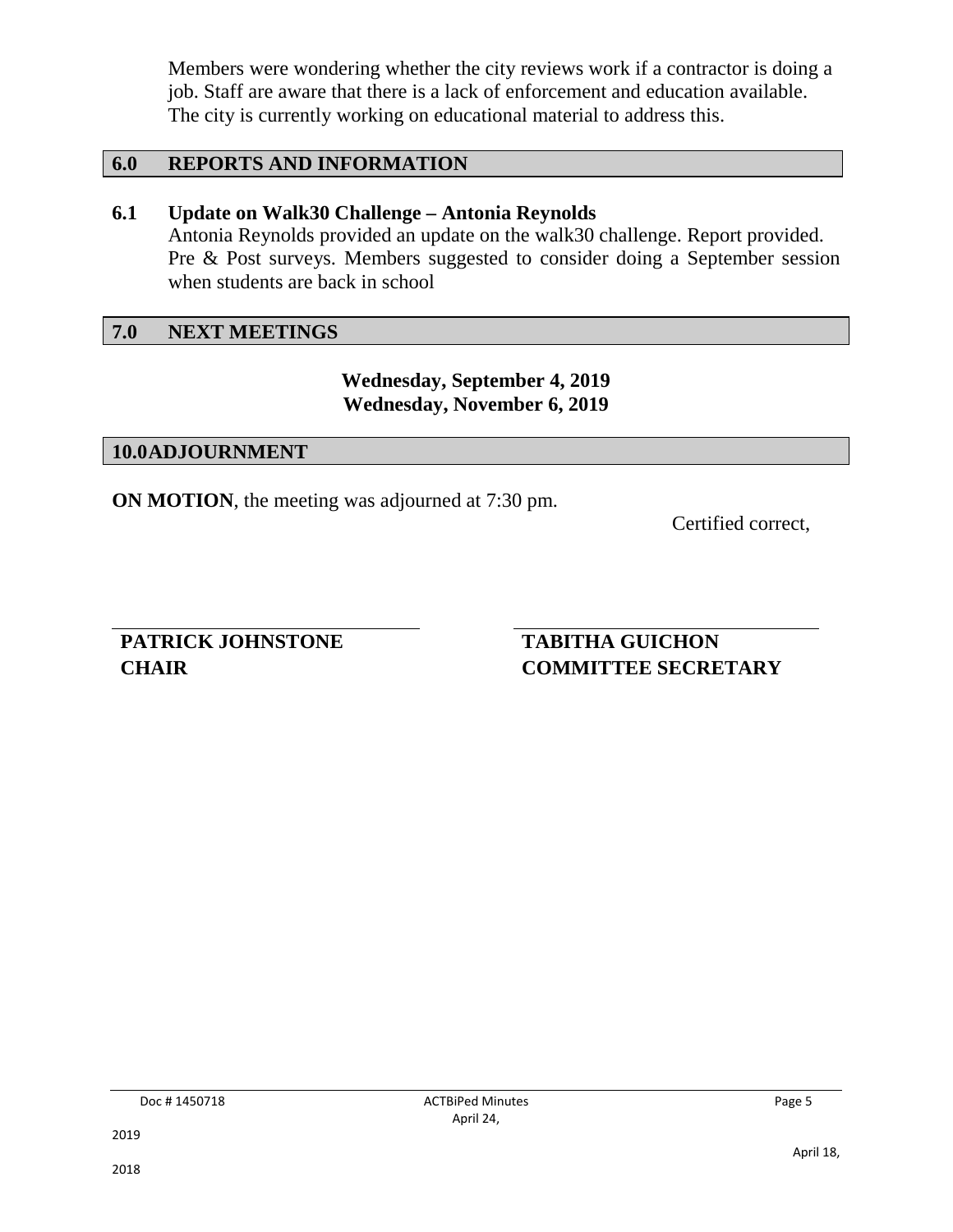Members were wondering whether the city reviews work if a contractor is doing a job. Staff are aware that there is a lack of enforcement and education available. The city is currently working on educational material to address this.

## 6.0 REPORTS AND INFORMATION

### 6.1 Update on Walk30 Challenge – Antonia Reynolds

Antonia Reynolds provided an update on the walk30 challenge. Report provided. Pre & Post surveys. Members suggested to consider doing a September session when students are back in school

## 7.0 NEXT MEETINGS

**Wednesday, September 4, 2019**
**Wednesday, November 6, 2019**

## 10.0 ADJOURNMENT

**ON MOTION**, the meeting was adjourned at 7:30 pm.

Certified correct,

| | |
|---|---|
| **PATRICK JOHNSTONE** | **TABITHA GUICHON** |
| **CHAIR** | **COMMITTEE SECRETARY** |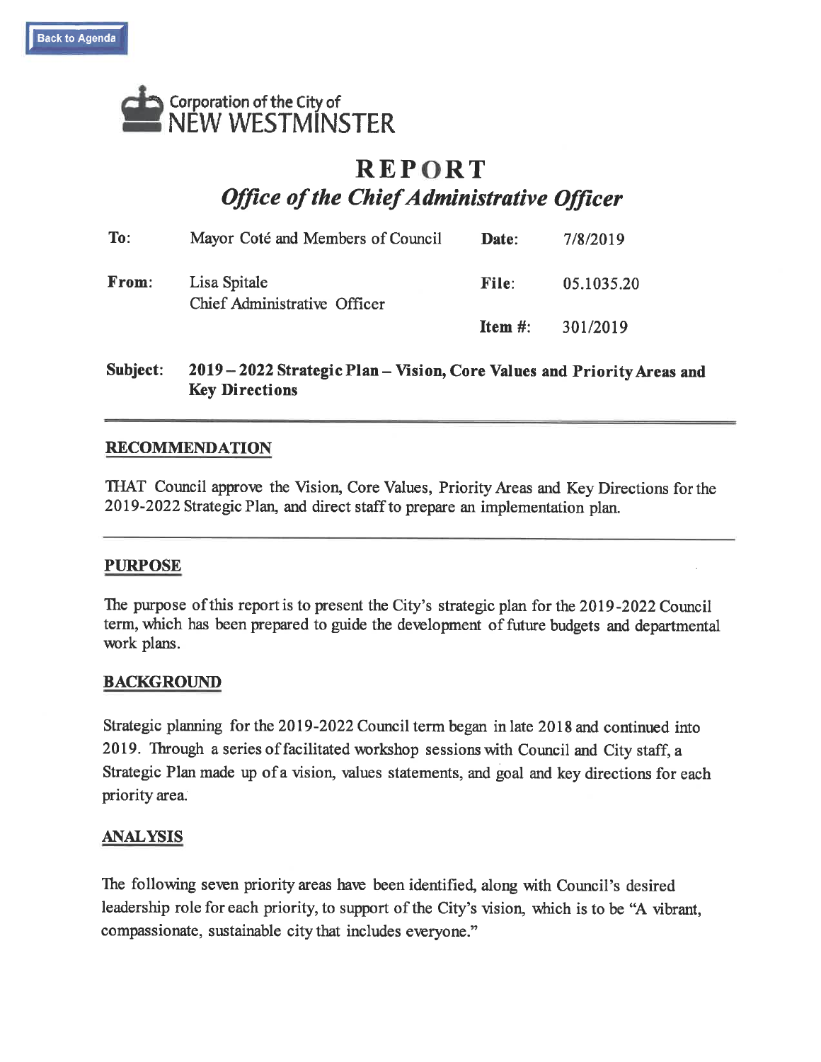Back to Agenda

Corporation of the City of
NEW WESTMINSTER

# REPORT

## *Office of the Chief Administrative Officer*

| | | | |
|---|---|---|---|
| **To:** | Mayor Coté and Members of Council | **Date:** | 7/8/2019 |
| **From:** | Lisa Spitale<br>Chief Administrative Officer | **File:** | 05.1035.20 |
| | | **Item #:** | 301/2019 |

**Subject:** **2019 – 2022 Strategic Plan – Vision, Core Values and Priority Areas and Key Directions**

---

### RECOMMENDATION

THAT Council approve the Vision, Core Values, Priority Areas and Key Directions for the 2019-2022 Strategic Plan, and direct staff to prepare an implementation plan.

---

### PURPOSE

The purpose of this report is to present the City's strategic plan for the 2019-2022 Council term, which has been prepared to guide the development of future budgets and departmental work plans.

### BACKGROUND

Strategic planning for the 2019-2022 Council term began in late 2018 and continued into 2019. Through a series of facilitated workshop sessions with Council and City staff, a Strategic Plan made up of a vision, values statements, and goal and key directions for each priority area.

### ANALYSIS

The following seven priority areas have been identified, along with Council's desired leadership role for each priority, to support of the City's vision, which is to be "A vibrant, compassionate, sustainable city that includes everyone."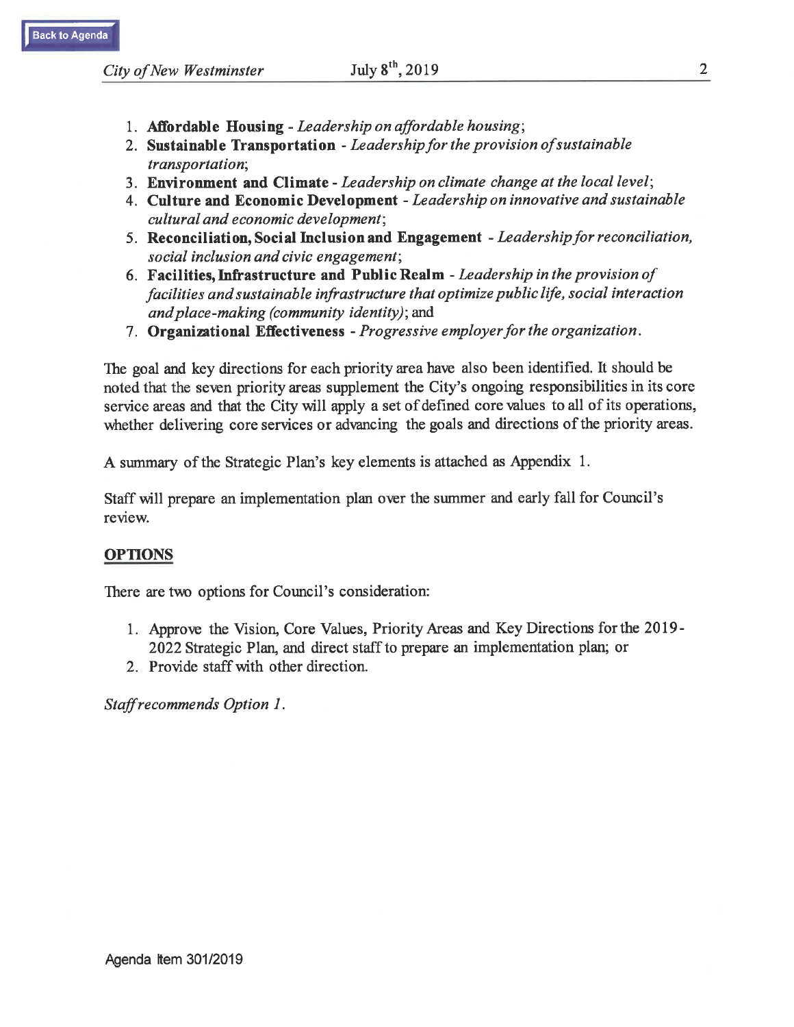1. **Affordable Housing** - *Leadership on affordable housing*;
2. **Sustainable Transportation** - *Leadership for the provision of sustainable transportation*;
3. **Environment and Climate** - *Leadership on climate change at the local level*;
4. **Culture and Economic Development** - *Leadership on innovative and sustainable cultural and economic development*;
5. **Reconciliation, Social Inclusion and Engagement** - *Leadership for reconciliation, social inclusion and civic engagement*;
6. **Facilities, Infrastructure and Public Realm** - *Leadership in the provision of facilities and sustainable infrastructure that optimize public life, social interaction and place-making (community identity)*; and
7. **Organizational Effectiveness** - *Progressive employer for the organization*.

The goal and key directions for each priority area have also been identified. It should be noted that the seven priority areas supplement the City's ongoing responsibilities in its core service areas and that the City will apply a set of defined core values to all of its operations, whether delivering core services or advancing the goals and directions of the priority areas.

A summary of the Strategic Plan's key elements is attached as Appendix 1.

Staff will prepare an implementation plan over the summer and early fall for Council's review.

## OPTIONS

There are two options for Council's consideration:

1. Approve the Vision, Core Values, Priority Areas and Key Directions for the 2019-2022 Strategic Plan, and direct staff to prepare an implementation plan; or
2. Provide staff with other direction.

*Staff recommends Option 1.*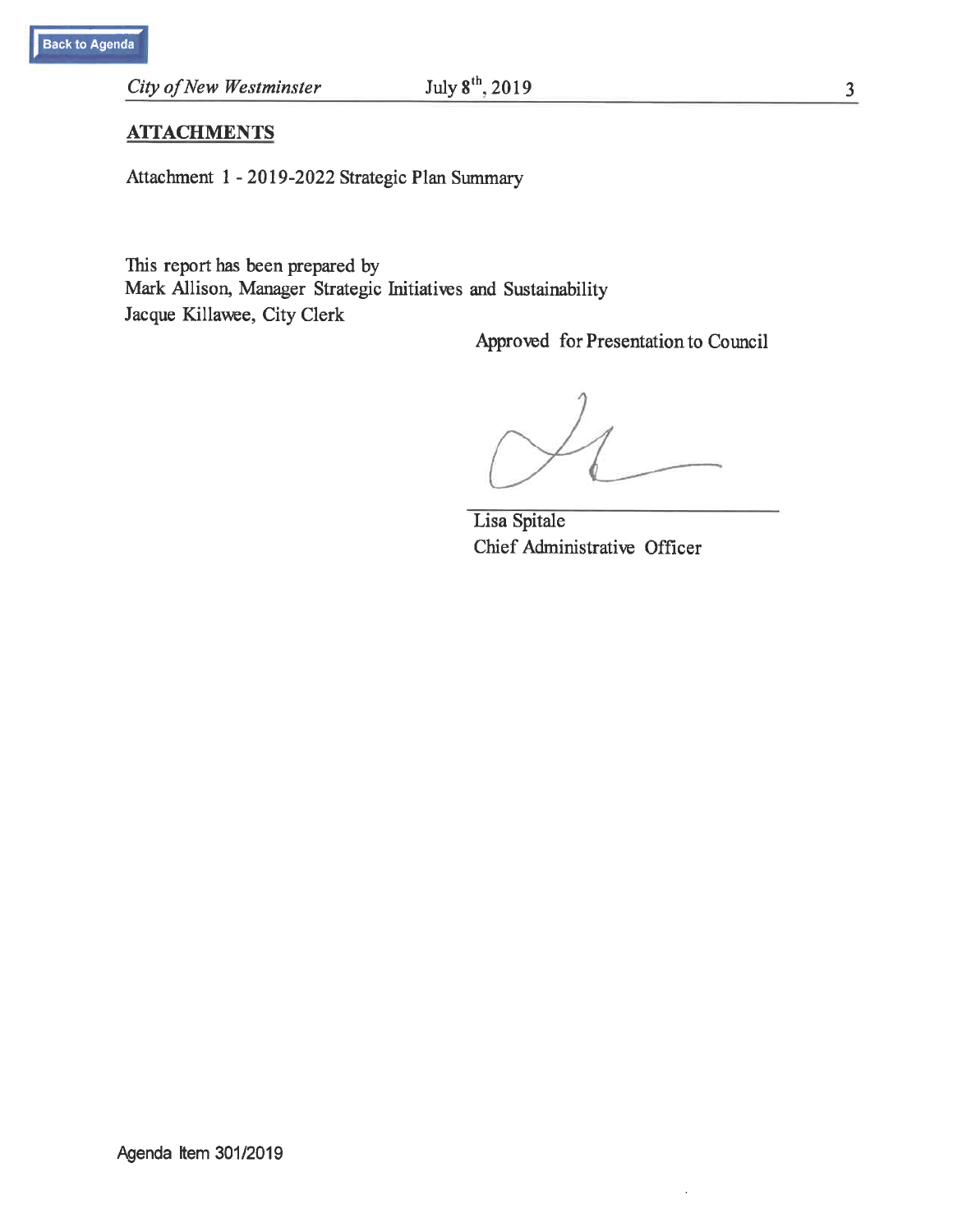## ATTACHMENTS

Attachment 1 - 2019-2022 Strategic Plan Summary

This report has been prepared by
Mark Allison, Manager Strategic Initiatives and Sustainability
Jacque Killawee, City Clerk

Approved for Presentation to Council

Lisa Spitale
Chief Administrative Officer

Agenda Item 301/2019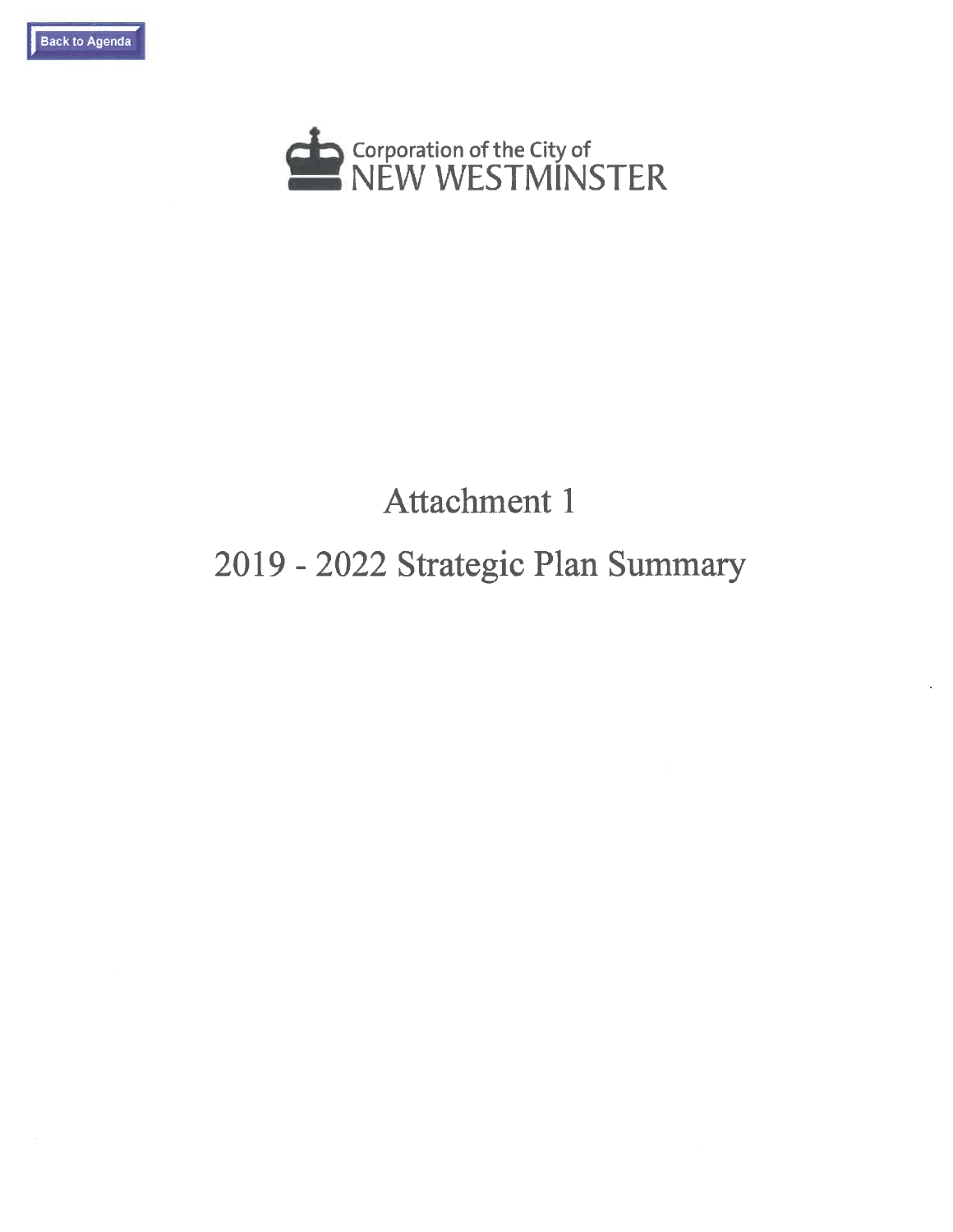Back to Agenda

Corporation of the City of
NEW WESTMINSTER

# Attachment 1

# 2019 - 2022 Strategic Plan Summary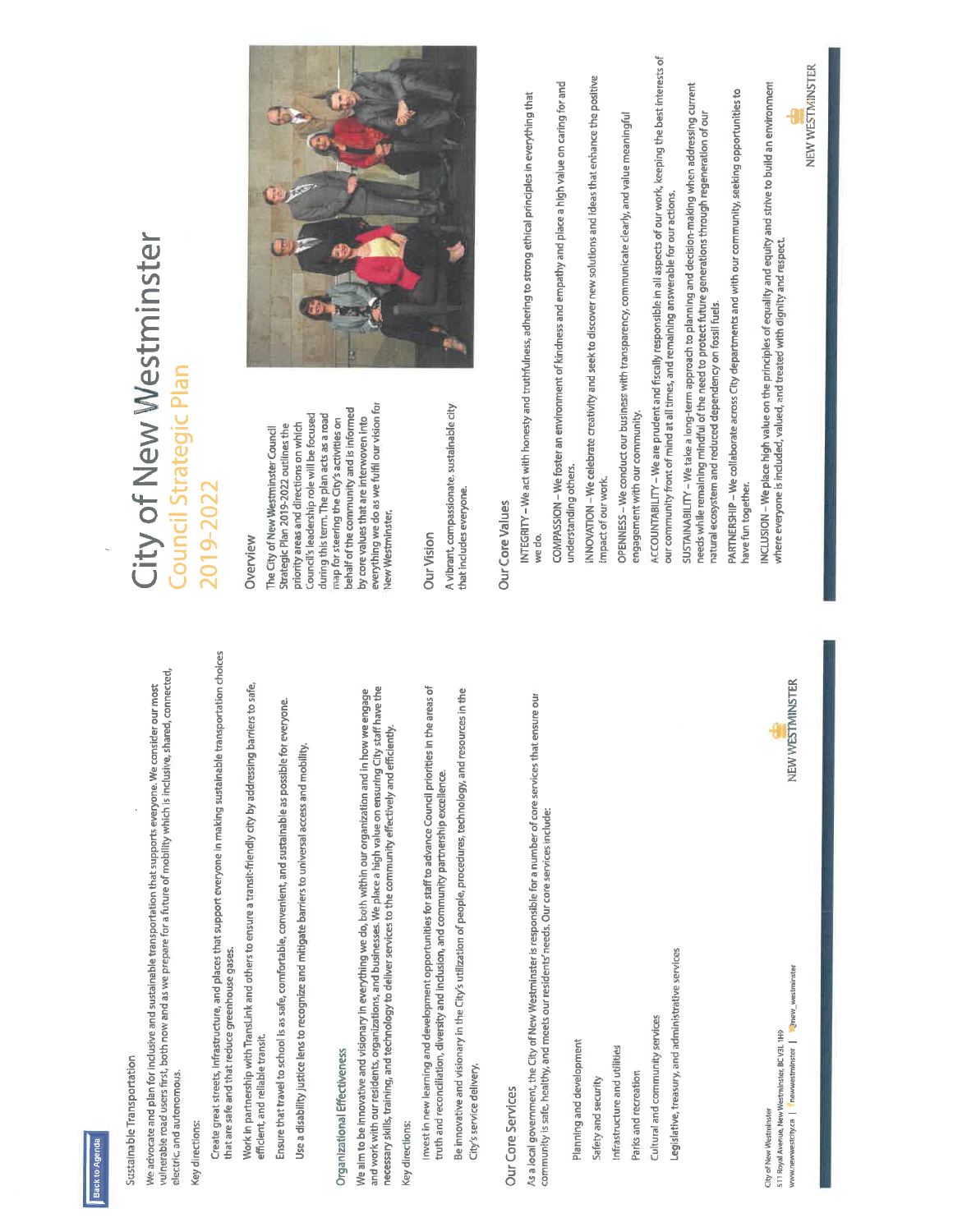Back to Agenda

Sustainable Transportation

We advocate and plan for inclusive and sustainable transportation that supports everyone. We consider our most vulnerable road users first, both now and as we prepare for a future of mobility which is inclusive, shared, connected, electric, and autonomous.

Key directions:

- Create great streets, infrastructure, and places that support everyone in making sustainable transportation choices that are safe and that reduce greenhouse gases.
- Work in partnership with TransLink and others to ensure a transit-friendly city by addressing barriers to safe, efficient, and reliable transit.
- Ensure that travel to school is as safe, comfortable, convenient, and sustainable as possible for everyone.
- Use a disability justice lens to recognize and mitigate barriers to universal access and mobility.

Organizational Effectiveness

We aim to be innovative and visionary in everything we do, both within our organization and in how we engage and work with our residents, organizations, and businesses. We place a high value on ensuring City staff have the necessary skills, training, and technology to deliver services to the community effectively and efficiently.

Key directions:

- Invest in new learning and development opportunities for staff to advance Council priorities in the areas of truth and reconciliation, diversity and inclusion, and community partnership excellence.
- Be innovative and visionary in the City's utilization of people, procedures, technology, and resources in the City's service delivery.

## Our Core Services

As a local government, the City of New Westminster is responsible for a number of core services that ensure our community is safe, healthy, and meets our residents' needs. Our core services include:

- Planning and development
- Safety and security
- Infrastructure and utilities
- Parks and recreation
- Cultural and community services
- Legislative, treasury, and administrative services

City of New Westminster
511 Royal Avenue, New Westminster, BC V3L 1H9
www.newwestcity.ca | newwestminster | new_westminster

NEW WESTMINSTER

# City of New Westminster
## Council Strategic Plan 2019-2022

### Overview

The City of New Westminster Council Strategic Plan 2019-2022 outlines the priority areas and directions on which Council's leadership role will be focused during this term. The plan acts as a road map for steering the City's activities on behalf of the community and is informed by core values that are interwoven into everything we do as we fulfil our vision for New Westminster.

### Our Vision

A vibrant, compassionate, sustainable city that includes everyone.

### Our Core Values

INTEGRITY – We act with honesty and truthfulness, adhering to strong ethical principles in everything that we do.

COMPASSION – We foster an environment of kindness and empathy and place a high value on caring for and understanding others.

INNOVATION – We celebrate creativity and seek to discover new solutions and ideas that enhance the positive impact of our work.

OPENNESS – We conduct our business with transparency, communicate clearly, and value meaningful engagement with our community.

ACCOUNTABILITY – We are prudent and fiscally responsible in all aspects of our work, keeping the best interests of our community front of mind at all times, and remaining answerable for our actions.

SUSTAINABILITY – We take a long-term approach to planning and decision-making when addressing current needs while remaining mindful of the need to protect future generations through regeneration of our natural ecosystem and reduced dependency on fossil fuels.

PARTNERSHIP – We collaborate across City departments and with our community, seeking opportunities to have fun together.

INCLUSION – We place high value on the principles of equality and equity and strive to build an environment where everyone is included, valued, and treated with dignity and respect.

NEW WESTMINSTER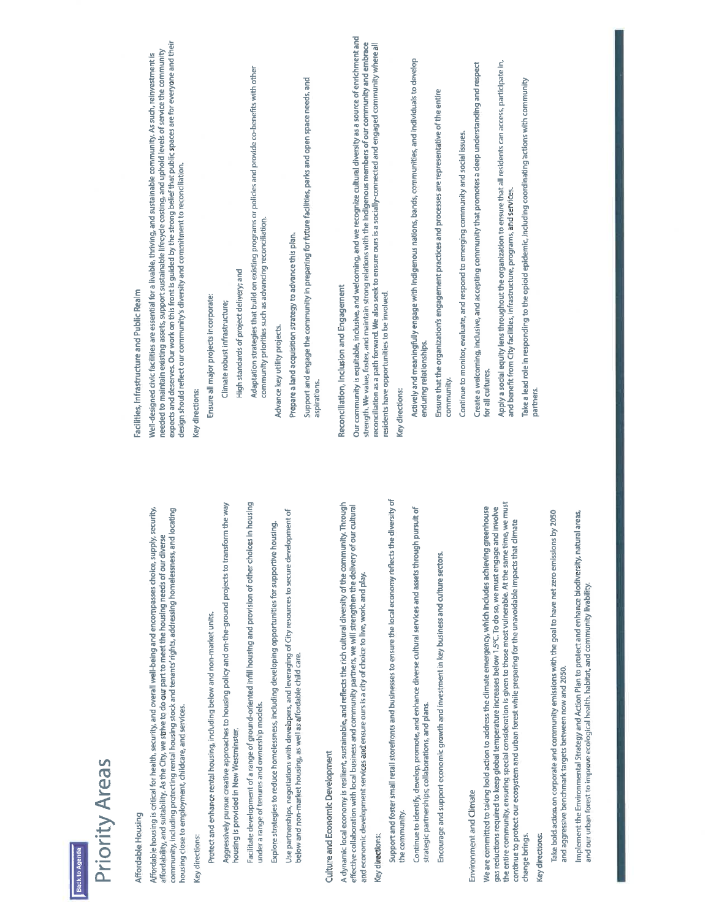Back to Agenda

# Priority Areas

## Affordable Housing

Affordable housing is critical for health, security, and overall well-being and encompasses choice, supply, security, affordability, and suitability. As the City, we strive to do our part to meet the housing needs of our diverse community, including protecting rental housing stock and tenants' rights, addressing homelessness, and locating housing close to employment, childcare, and services.

Key directions:

- Protect and enhance rental housing, including below and non-market units.
- Aggressively pursue creative approaches to housing policy and on-the-ground projects to transform the way housing is provided in New Westminster.
- Facilitate development of a range of ground-oriented infill housing and provision of other choices in housing under a range of tenures and ownership models.
- Explore strategies to reduce homelessness, including developing opportunities for supportive housing.
- Use partnerships, negotiations with developers, and leveraging of City resources to secure development of below and non-market housing, as well as affordable child care.

## Culture and Economic Development

A dynamic local economy is resilient, sustainable, and reflects the rich cultural diversity of the community. Through effective collaboration with local business and community partners, we will strengthen the delivery of our cultural and economic development services and ensure ours is a city of choice to live, work, and play.

Key directions:

- Support and foster small retail storefronts and businesses to ensure the local economy reflects the diversity of the community.
- Continue to identify, develop, promote, and enhance diverse cultural services and assets through pursuit of strategic partnerships, collaborations, and plans.
- Encourage and support economic growth and investment in key business and culture sectors.

## Environment and Climate

We are committed to taking bold action to address the climate emergency, which includes achieving greenhouse gas reductions required to keep global temperature increases below 1.5°C. To do so, we must engage and involve the entire community, ensuring special consideration is given to those most vulnerable. At the same time, we must continue to protect our ecosystem and urban forest while preparing for the unavoidable impacts that climate change brings.

Key directions:

- Take bold action on corporate and community emissions with the goal to have net zero emissions by 2050 and aggressive benchmark targets between now and 2050.
- Implement the Environmental Strategy and Action Plan to protect and enhance biodiversity, natural areas, and our urban forest to improve ecological health, habitat, and community livability.

## Facilities, Infrastructure and Public Realm

Well-designed civic facilities are essential for a livable, thriving, and sustainable community. As such, reinvestment is needed to maintain existing assets, support sustainable lifecycle costing, and uphold levels of service the community expects and deserves. Our work on this front is guided by the strong belief that public spaces are for everyone and their design should reflect our community's diversity and commitment to reconciliation.

Key directions:

- Ensure all major projects incorporate:
  - Climate robust infrastructure;
  - High standards of project delivery; and
  - Adaptation strategies that build on existing programs or policies and provide co-benefits with other community priorities such as advancing reconciliation.
- Advance key utility projects.
- Prepare a land acquisition strategy to advance this plan.
- Support and engage the community in preparing for future facilities, parks and open space needs, and aspirations.

## Reconciliation, Inclusion and Engagement

Our community is equitable, inclusive, and welcoming, and we recognize cultural diversity as a source of enrichment and strength. We value, foster, and maintain strong relations with the Indigenous members of our community and embrace reconciliation as a path forward. We also seek to ensure ours is a socially-connected and engaged community where all residents have opportunities to be involved.

Key directions:

- Actively and meaningfully engage with Indigenous nations, bands, communities, and individuals to develop enduring relationships.
- Ensure that the organization's engagement practices and processes are representative of the entire community.
- Continue to monitor, evaluate, and respond to emerging community and social issues.
- Create a welcoming, inclusive, and accepting community that promotes a deep understanding and respect for all cultures.
- Apply a social equity lens throughout the organization to ensure that all residents can access, participate in, and benefit from City facilities, infrastructure, programs, and services.
- Take a lead role in responding to the opioid epidemic, including coordinating actions with community partners.